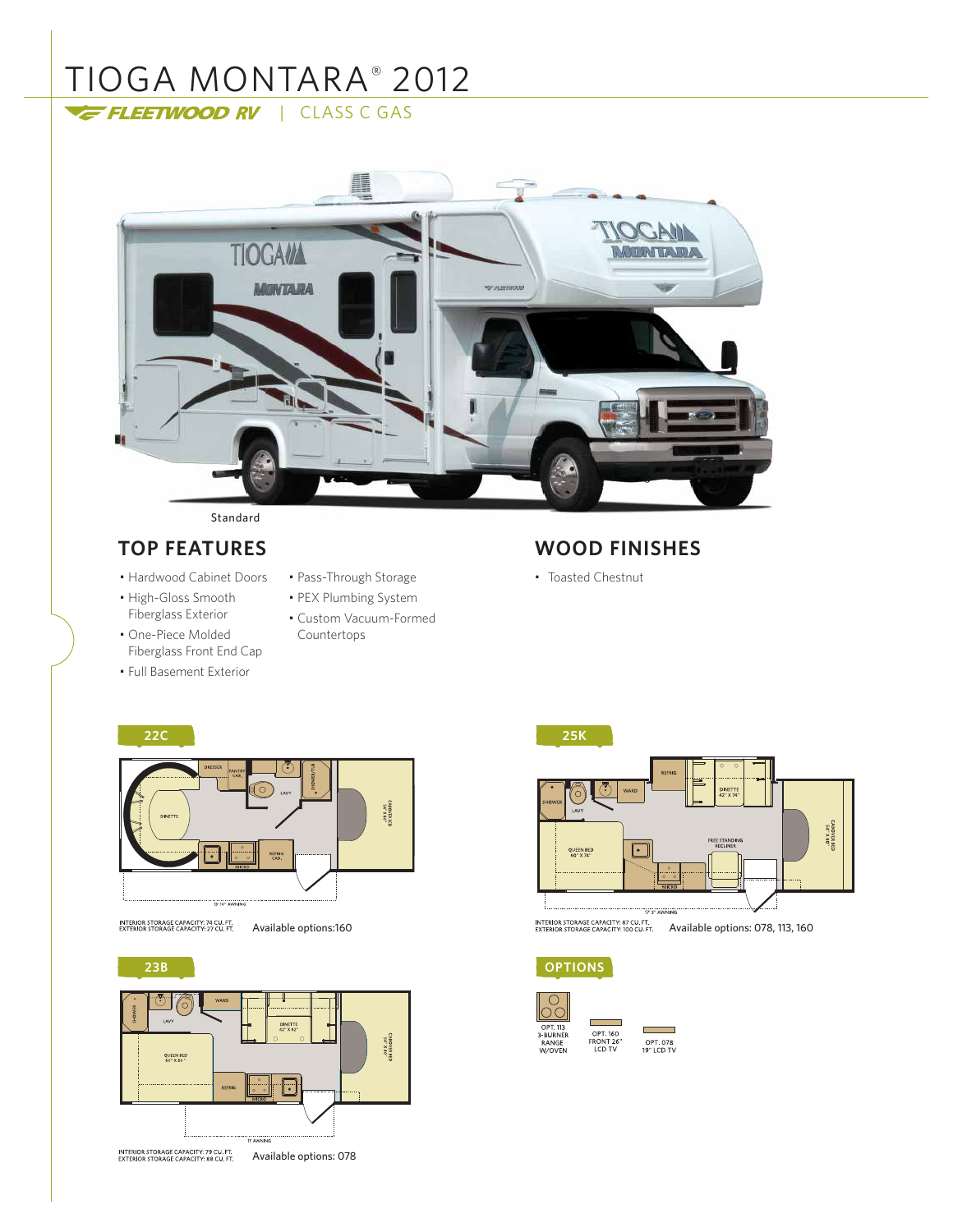# TIOGA MONTARA® 2012

FLEETWOOD RV | CLASS C GAS

Standard

## TOP FEATURES

- Hardwood Cabinet Doors
- High-Gloss Smooth Fiberglass Exterior
- One-Piece Molded Fiberglass Front End Cap
- Full Basement Exterior
- Pass-Through Storage
- PEX Plumbing System
- Custom Vacuum-Formed Countertops

## WOOD FINISHES

- Toasted Chestnut

## 22C

INTERIOR STORAGE CAPACITY: 74 CU. FT.
EXTERIOR STORAGE CAPACITY: 27 CU. FT.

Available options:160

## 23B

INTERIOR STORAGE CAPACITY: 79 CU. FT.
EXTERIOR STORAGE CAPACITY: 88 CU. FT.

Available options: 078

## 25K

INTERIOR STORAGE CAPACITY: 87 CU. FT.
EXTERIOR STORAGE CAPACITY: 100 CU. FT.

Available options: 078, 113, 160

## OPTIONS

- OPT. 113 3-BURNER RANGE W/OVEN
- OPT. 160 FRONT 26" LCD TV
- OPT. 078 19" LCD TV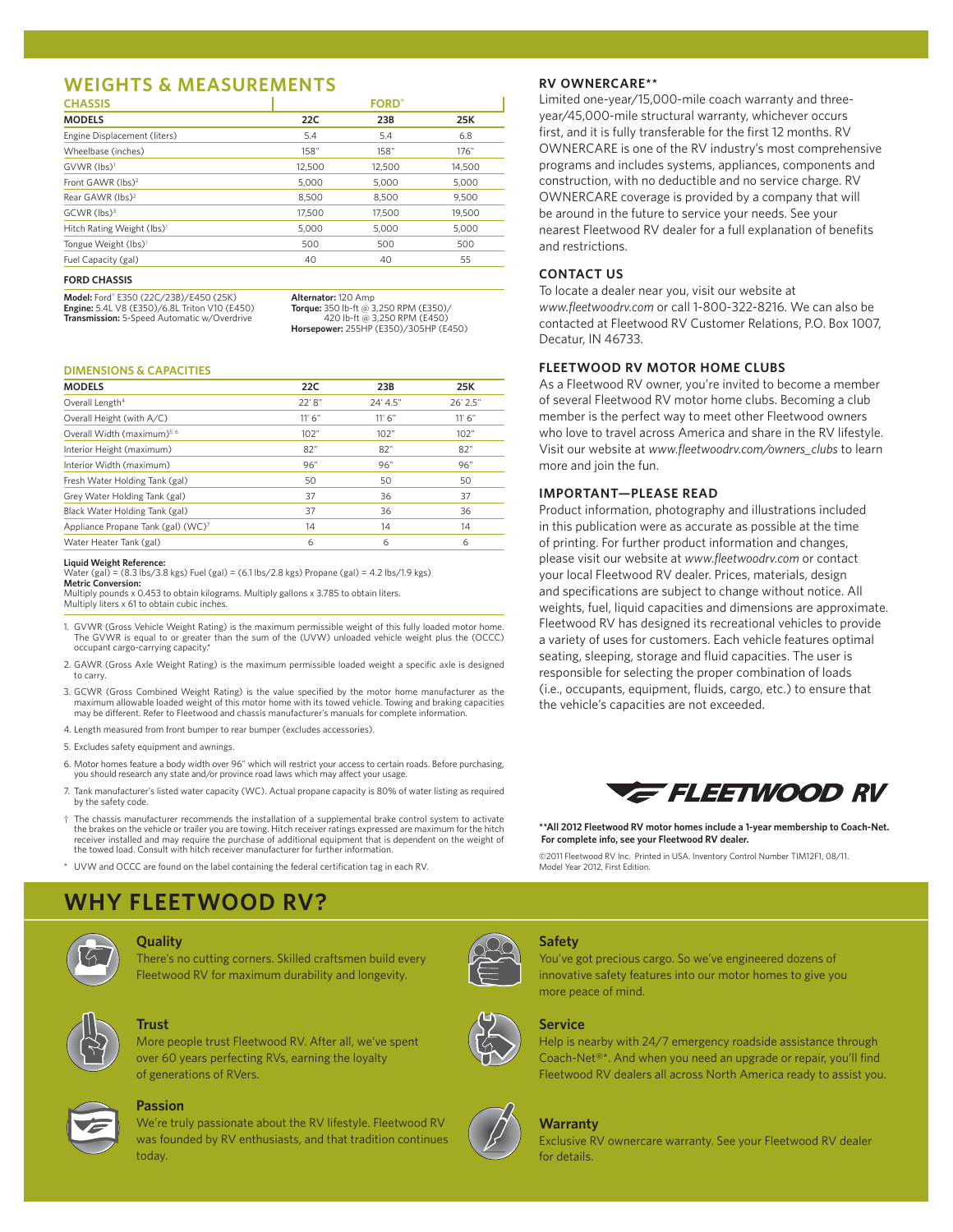# WEIGHTS & MEASUREMENTS

| CHASSIS | FORD® | | |
|---|---|---|---|
| **MODELS** | **22C** | **23B** | **25K** |
| Engine Displacement (liters) | 5.4 | 5.4 | 6.8 |
| Wheelbase (inches) | 158" | 158" | 176" |
| GVWR (lbs)[1] | 12,500 | 12,500 | 14,500 |
| Front GAWR (lbs)[2] | 5,000 | 5,000 | 5,000 |
| Rear GAWR (lbs)[2] | 8,500 | 8,500 | 9,500 |
| GCWR (lbs)[3] | 17,500 | 17,500 | 19,500 |
| Hitch Rating Weight (lbs)† | 5,000 | 5,000 | 5,000 |
| Tongue Weight (lbs)† | 500 | 500 | 500 |
| Fuel Capacity (gal) | 40 | 40 | 55 |

### FORD CHASSIS

**Model:** Ford® E350 (22C/23B)/E450 (25K)
**Engine:** 5.4L V8 (E350)/6.8L Triton V10 (E450)
**Transmission:** 5-Speed Automatic w/Overdrive

**Alternator:** 120 Amp
**Torque:** 350 lb-ft @ 3,250 RPM (E350)/ 420 lb-ft @ 3,250 RPM (E450)
**Horsepower:** 255HP (E350)/305HP (E450)

### DIMENSIONS & CAPACITIES

| MODELS | 22C | 23B | 25K |
|---|---|---|---|
| Overall Length[4] | 22' 8" | 24' 4.5" | 26' 2.5" |
| Overall Height (with A/C) | 11' 6" | 11' 6" | 11' 6" |
| Overall Width (maximum)[5, 6] | 102" | 102" | 102" |
| Interior Height (maximum) | 82" | 82" | 82" |
| Interior Width (maximum) | 96" | 96" | 96" |
| Fresh Water Holding Tank (gal) | 50 | 50 | 50 |
| Grey Water Holding Tank (gal) | 37 | 36 | 37 |
| Black Water Holding Tank (gal) | 37 | 36 | 36 |
| Appliance Propane Tank (gal) (WC)[7] | 14 | 14 | 14 |
| Water Heater Tank (gal) | 6 | 6 | 6 |

**Liquid Weight Reference:**
Water (gal) = (8.3 lbs/3.8 kgs) Fuel (gal) = (6.1 lbs/2.8 kgs) Propane (gal) = 4.2 lbs/1.9 kgs)
**Metric Conversion:**
Multiply pounds x 0.453 to obtain kilograms. Multiply gallons x 3.785 to obtain liters.
Multiply liters x 61 to obtain cubic inches.

1. GVWR (Gross Vehicle Weight Rating) is the maximum permissible weight of this fully loaded motor home. The GVWR is equal to or greater than the sum of the (UVW) unloaded vehicle weight plus the (OCCC) occupant cargo-carrying capacity.*
2. GAWR (Gross Axle Weight Rating) is the maximum permissible loaded weight a specific axle is designed to carry.
3. GCWR (Gross Combined Weight Rating) is the value specified by the motor home manufacturer as the maximum allowable loaded weight of this motor home with its towed vehicle. Towing and braking capacities may be different. Refer to Fleetwood and chassis manufacturer's manuals for complete information.
4. Length measured from front bumper to rear bumper (excludes accessories).
5. Excludes safety equipment and awnings.
6. Motor homes feature a body width over 96" which will restrict your access to certain roads. Before purchasing, you should research any state and/or province road laws which may affect your usage.
7. Tank manufacturer's listed water capacity (WC). Actual propane capacity is 80% of water listing as required by the safety code.

† The chassis manufacturer recommends the installation of a supplemental brake control system to activate the brakes on the vehicle or trailer you are towing. Hitch receiver ratings expressed are maximum for the hitch receiver installed and may require the purchase of additional equipment that is dependent on the weight of the towed load. Consult with hitch receiver manufacturer for further information.

\* UVW and OCCC are found on the label containing the federal certification tag in each RV.

### RV OWNERCARE**

Limited one-year/15,000-mile coach warranty and three-year/45,000-mile structural warranty, whichever occurs first, and it is fully transferable for the first 12 months. RV OWNERCARE is one of the RV industry's most comprehensive programs and includes systems, appliances, components and construction, with no deductible and no service charge. RV OWNERCARE coverage is provided by a company that will be around in the future to service your needs. See your nearest Fleetwood RV dealer for a full explanation of benefits and restrictions.

### CONTACT US

To locate a dealer near you, visit our website at *www.fleetwoodrv.com* or call 1-800-322-8216. We can also be contacted at Fleetwood RV Customer Relations, P.O. Box 1007, Decatur, IN 46733.

### FLEETWOOD RV MOTOR HOME CLUBS

As a Fleetwood RV owner, you're invited to become a member of several Fleetwood RV motor home clubs. Becoming a club member is the perfect way to meet other Fleetwood owners who love to travel across America and share in the RV lifestyle. Visit our website at *www.fleetwoodrv.com/owners_clubs* to learn more and join the fun.

### IMPORTANT—PLEASE READ

Product information, photography and illustrations included in this publication were as accurate as possible at the time of printing. For further product information and changes, please visit our website at *www.fleetwoodrv.com* or contact your local Fleetwood RV dealer. Prices, materials, design and specifications are subject to change without notice. All weights, fuel, liquid capacities and dimensions are approximate. Fleetwood RV has designed its recreational vehicles to provide a variety of uses for customers. Each vehicle features optimal seating, sleeping, storage and fluid capacities. The user is responsible for selecting the proper combination of loads (i.e., occupants, equipment, fluids, cargo, etc.) to ensure that the vehicle's capacities are not exceeded.

FLEETWOOD RV

**\*\*All 2012 Fleetwood RV motor homes include a 1-year membership to Coach-Net. For complete info, see your Fleetwood RV dealer.**

©2011 Fleetwood RV Inc. Printed in USA. Inventory Control Number TIM12F1, 08/11. Model Year 2012, First Edition.

# WHY FLEETWOOD RV?

### Quality

There's no cutting corners. Skilled craftsmen build every Fleetwood RV for maximum durability and longevity.

### Trust

More people trust Fleetwood RV. After all, we've spent over 60 years perfecting RVs, earning the loyalty of generations of RVers.

### Passion

We're truly passionate about the RV lifestyle. Fleetwood RV was founded by RV enthusiasts, and that tradition continues today.

### Safety

You've got precious cargo. So we've engineered dozens of innovative safety features into our motor homes to give you more peace of mind.

### Service

Help is nearby with 24/7 emergency roadside assistance through Coach-Net®*. And when you need an upgrade or repair, you'll find Fleetwood RV dealers all across North America ready to assist you.

### Warranty

Exclusive RV ownercare warranty. See your Fleetwood RV dealer for details.